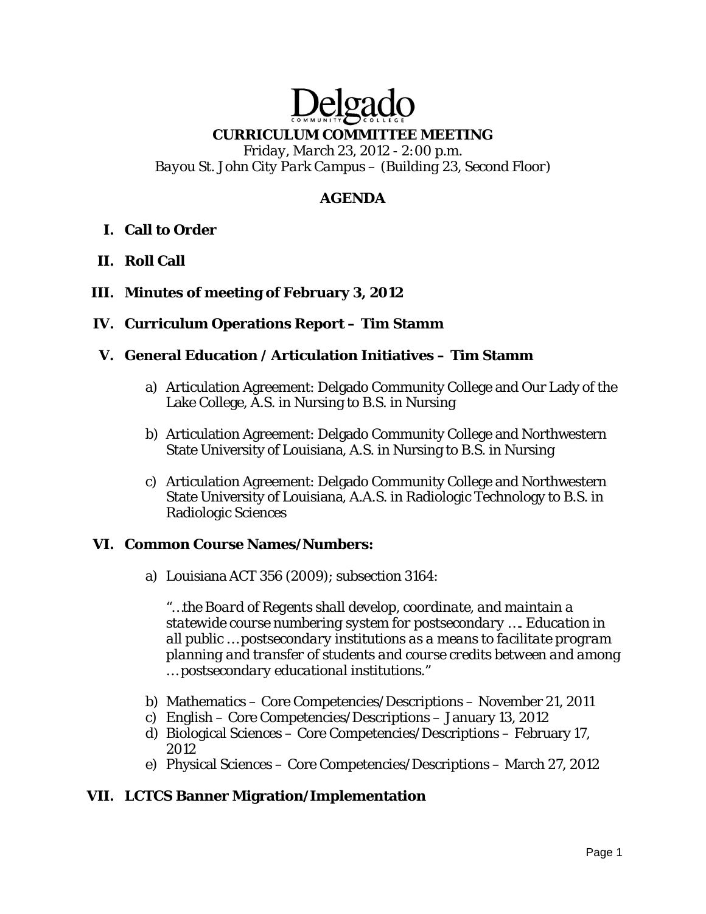# Delgado

COMMUNITY COLLEGE

## CURRICULUM COMMITTEE MEETING

*Friday, March 23, 2012 - 2:00 p.m.*
*Bayou St. John City Park Campus – (Building 23, Second Floor)*

## AGENDA

**I. Call to Order**

**II. Roll Call**

**III. Minutes of meeting of February 3, 2012**

**IV. Curriculum Operations Report – Tim Stamm**

**V. General Education / Articulation Initiatives – Tim Stamm**

a) Articulation Agreement: Delgado Community College and Our Lady of the Lake College, A.S. in Nursing to B.S. in Nursing

b) Articulation Agreement: Delgado Community College and Northwestern State University of Louisiana, A.S. in Nursing to B.S. in Nursing

c) Articulation Agreement: Delgado Community College and Northwestern State University of Louisiana, A.A.S. in Radiologic Technology to B.S. in Radiologic Sciences

**VI. Common Course Names/Numbers:**

a) Louisiana ACT 356 (2009); subsection 3164:

*"…the Board of Regents shall develop, coordinate, and maintain a statewide course numbering system for postsecondary …. Education in all public …postsecondary institutions as a means to facilitate program planning and transfer of students and course credits between and among …postsecondary educational institutions."*

b) Mathematics – Core Competencies/Descriptions – November 21, 2011
c) English – Core Competencies/Descriptions – January 13, 2012
d) Biological Sciences – Core Competencies/Descriptions – February 17, 2012
e) Physical Sciences – Core Competencies/Descriptions – March 27, 2012

**VII. LCTCS Banner Migration/Implementation**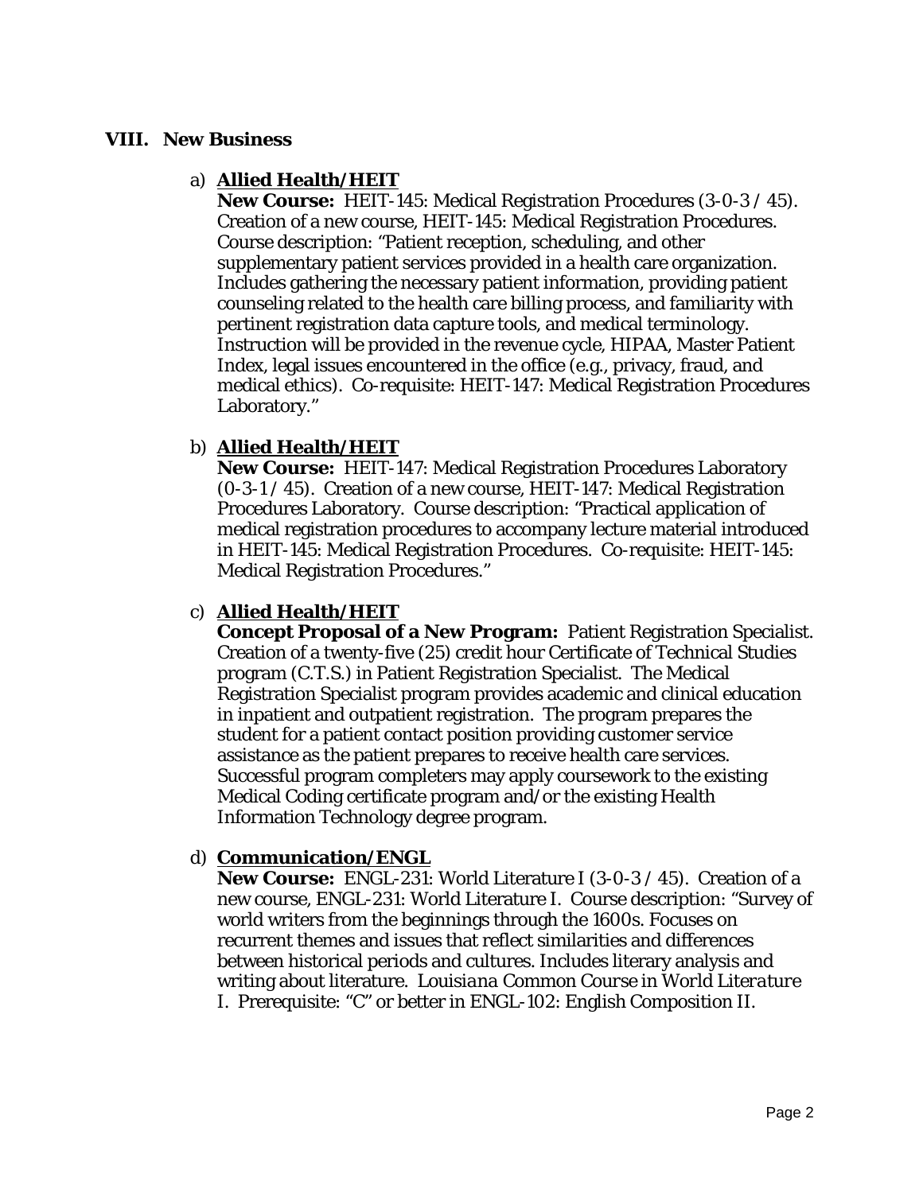## VIII. New Business

a) **Allied Health/HEIT**
**New Course:** HEIT-145: Medical Registration Procedures (3-0-3 / 45). Creation of a new course, HEIT-145: Medical Registration Procedures. Course description: "Patient reception, scheduling, and other supplementary patient services provided in a health care organization. Includes gathering the necessary patient information, providing patient counseling related to the health care billing process, and familiarity with pertinent registration data capture tools, and medical terminology. Instruction will be provided in the revenue cycle, HIPAA, Master Patient Index, legal issues encountered in the office (e.g., privacy, fraud, and medical ethics). Co-requisite: HEIT-147: Medical Registration Procedures Laboratory."

b) **Allied Health/HEIT**
**New Course:** HEIT-147: Medical Registration Procedures Laboratory (0-3-1 / 45). Creation of a new course, HEIT-147: Medical Registration Procedures Laboratory. Course description: "Practical application of medical registration procedures to accompany lecture material introduced in HEIT-145: Medical Registration Procedures. Co-requisite: HEIT-145: Medical Registration Procedures."

c) **Allied Health/HEIT**
**Concept Proposal of a New Program:** Patient Registration Specialist. Creation of a twenty-five (25) credit hour Certificate of Technical Studies program (C.T.S.) in Patient Registration Specialist. The Medical Registration Specialist program provides academic and clinical education in inpatient and outpatient registration. The program prepares the student for a patient contact position providing customer service assistance as the patient prepares to receive health care services. Successful program completers may apply coursework to the existing Medical Coding certificate program and/or the existing Health Information Technology degree program.

d) **Communication/ENGL**
**New Course:** ENGL-231: World Literature I (3-0-3 / 45). Creation of a new course, ENGL-231: World Literature I. Course description: "Survey of world writers from the beginnings through the 1600s. Focuses on recurrent themes and issues that reflect similarities and differences between historical periods and cultures. Includes literary analysis and writing about literature. *Louisiana Common Course in World Literature I*. Prerequisite: "C" or better in ENGL-102: English Composition II.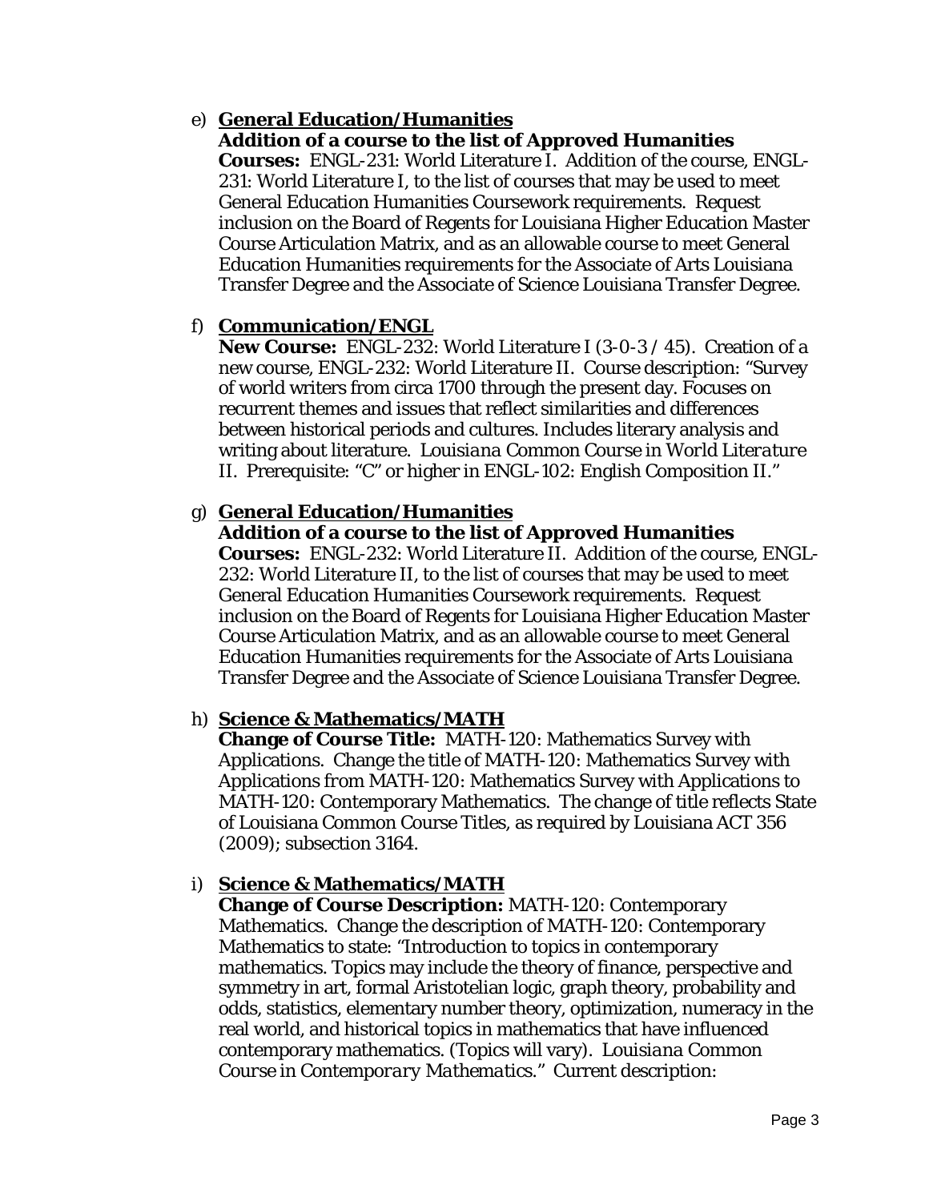e) **General Education/Humanities**
   **Addition of a course to the list of Approved Humanities Courses:** ENGL-231: World Literature I. Addition of the course, ENGL-231: World Literature I, to the list of courses that may be used to meet General Education Humanities Coursework requirements. Request inclusion on the Board of Regents for Louisiana Higher Education Master Course Articulation Matrix, and as an allowable course to meet General Education Humanities requirements for the Associate of Arts Louisiana Transfer Degree and the Associate of Science Louisiana Transfer Degree.

f) **Communication/ENGL**
   **New Course:** ENGL-232: World Literature I (3-0-3 / 45). Creation of a new course, ENGL-232: World Literature II. Course description: "Survey of world writers from circa 1700 through the present day. Focuses on recurrent themes and issues that reflect similarities and differences between historical periods and cultures. Includes literary analysis and writing about literature. *Louisiana Common Course in World Literature II*. Prerequisite: "C" or higher in ENGL-102: English Composition II."

g) **General Education/Humanities**
   **Addition of a course to the list of Approved Humanities Courses:** ENGL-232: World Literature II. Addition of the course, ENGL-232: World Literature II, to the list of courses that may be used to meet General Education Humanities Coursework requirements. Request inclusion on the Board of Regents for Louisiana Higher Education Master Course Articulation Matrix, and as an allowable course to meet General Education Humanities requirements for the Associate of Arts Louisiana Transfer Degree and the Associate of Science Louisiana Transfer Degree.

h) **Science & Mathematics/MATH**
   **Change of Course Title:** MATH-120: Mathematics Survey with Applications. Change the title of MATH-120: Mathematics Survey with Applications from MATH-120: Mathematics Survey with Applications to MATH-120: Contemporary Mathematics. The change of title reflects State of Louisiana Common Course Titles, as required by Louisiana ACT 356 (2009); subsection 3164.

i) **Science & Mathematics/MATH**
   **Change of Course Description:** MATH-120: Contemporary Mathematics. Change the description of MATH-120: Contemporary Mathematics to state: "Introduction to topics in contemporary mathematics. Topics may include the theory of finance, perspective and symmetry in art, formal Aristotelian logic, graph theory, probability and odds, statistics, elementary number theory, optimization, numeracy in the real world, and historical topics in mathematics that have influenced contemporary mathematics. (Topics will vary). *Louisiana Common Course in Contemporary Mathematics*." Current description: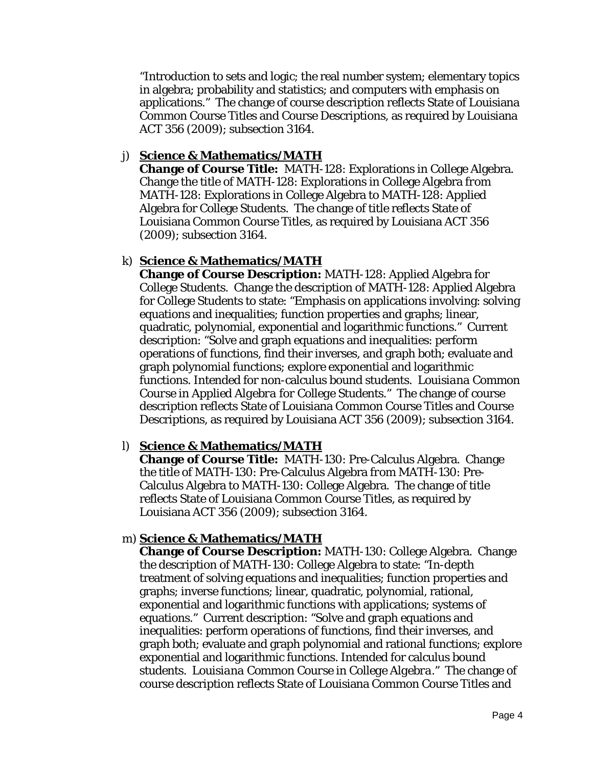"Introduction to sets and logic; the real number system; elementary topics in algebra; probability and statistics; and computers with emphasis on applications." The change of course description reflects State of Louisiana Common Course Titles and Course Descriptions, as required by Louisiana ACT 356 (2009); subsection 3164.

j) **Science & Mathematics/MATH**
**Change of Course Title:** MATH-128: Explorations in College Algebra. Change the title of MATH-128: Explorations in College Algebra from MATH-128: Explorations in College Algebra to MATH-128: Applied Algebra for College Students. The change of title reflects State of Louisiana Common Course Titles, as required by Louisiana ACT 356 (2009); subsection 3164.

k) **Science & Mathematics/MATH**
**Change of Course Description:** MATH-128: Applied Algebra for College Students. Change the description of MATH-128: Applied Algebra for College Students to state: "Emphasis on applications involving: solving equations and inequalities; function properties and graphs; linear, quadratic, polynomial, exponential and logarithmic functions." Current description: "Solve and graph equations and inequalities: perform operations of functions, find their inverses, and graph both; evaluate and graph polynomial functions; explore exponential and logarithmic functions. Intended for non-calculus bound students. *Louisiana Common Course in Applied Algebra for College Students*." The change of course description reflects State of Louisiana Common Course Titles and Course Descriptions, as required by Louisiana ACT 356 (2009); subsection 3164.

l) **Science & Mathematics/MATH**
**Change of Course Title:** MATH-130: Pre-Calculus Algebra. Change the title of MATH-130: Pre-Calculus Algebra from MATH-130: Pre-Calculus Algebra to MATH-130: College Algebra. The change of title reflects State of Louisiana Common Course Titles, as required by Louisiana ACT 356 (2009); subsection 3164.

m) **Science & Mathematics/MATH**
**Change of Course Description:** MATH-130: College Algebra. Change the description of MATH-130: College Algebra to state: "In-depth treatment of solving equations and inequalities; function properties and graphs; inverse functions; linear, quadratic, polynomial, rational, exponential and logarithmic functions with applications; systems of equations." Current description: "Solve and graph equations and inequalities: perform operations of functions, find their inverses, and graph both; evaluate and graph polynomial and rational functions; explore exponential and logarithmic functions. Intended for calculus bound students. *Louisiana Common Course in College Algebra*." The change of course description reflects State of Louisiana Common Course Titles and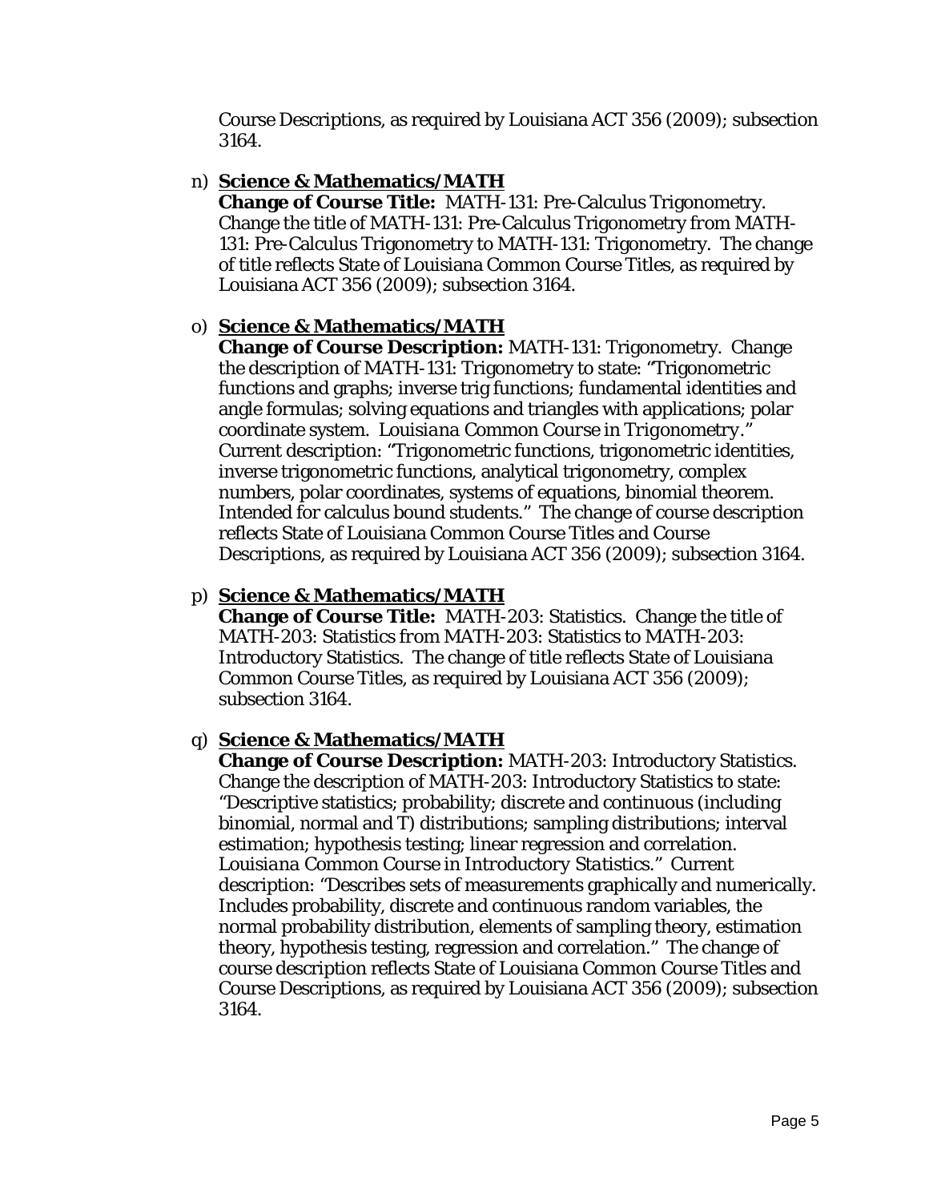Course Descriptions, as required by Louisiana ACT 356 (2009); subsection 3164.

n) **<u>Science & Mathematics/MATH</u>**
**Change of Course Title:** MATH-131: Pre-Calculus Trigonometry. Change the title of MATH-131: Pre-Calculus Trigonometry from MATH-131: Pre-Calculus Trigonometry to MATH-131: Trigonometry. The change of title reflects State of Louisiana Common Course Titles, as required by Louisiana ACT 356 (2009); subsection 3164.

o) **<u>Science & Mathematics/MATH</u>**
**Change of Course Description:** MATH-131: Trigonometry. Change the description of MATH-131: Trigonometry to state: "Trigonometric functions and graphs; inverse trig functions; fundamental identities and angle formulas; solving equations and triangles with applications; polar coordinate system. *Louisiana Common Course in Trigonometry.*" Current description: "Trigonometric functions, trigonometric identities, inverse trigonometric functions, analytical trigonometry, complex numbers, polar coordinates, systems of equations, binomial theorem. Intended for calculus bound students." The change of course description reflects State of Louisiana Common Course Titles and Course Descriptions, as required by Louisiana ACT 356 (2009); subsection 3164.

p) **<u>Science & Mathematics/MATH</u>**
**Change of Course Title:** MATH-203: Statistics. Change the title of MATH-203: Statistics from MATH-203: Statistics to MATH-203: Introductory Statistics. The change of title reflects State of Louisiana Common Course Titles, as required by Louisiana ACT 356 (2009); subsection 3164.

q) **<u>Science & Mathematics/MATH</u>**
**Change of Course Description:** MATH-203: Introductory Statistics. Change the description of MATH-203: Introductory Statistics to state: "Descriptive statistics; probability; discrete and continuous (including binomial, normal and T) distributions; sampling distributions; interval estimation; hypothesis testing; linear regression and correlation. *Louisiana Common Course in Introductory Statistics.*" Current description: "Describes sets of measurements graphically and numerically. Includes probability, discrete and continuous random variables, the normal probability distribution, elements of sampling theory, estimation theory, hypothesis testing, regression and correlation." The change of course description reflects State of Louisiana Common Course Titles and Course Descriptions, as required by Louisiana ACT 356 (2009); subsection 3164.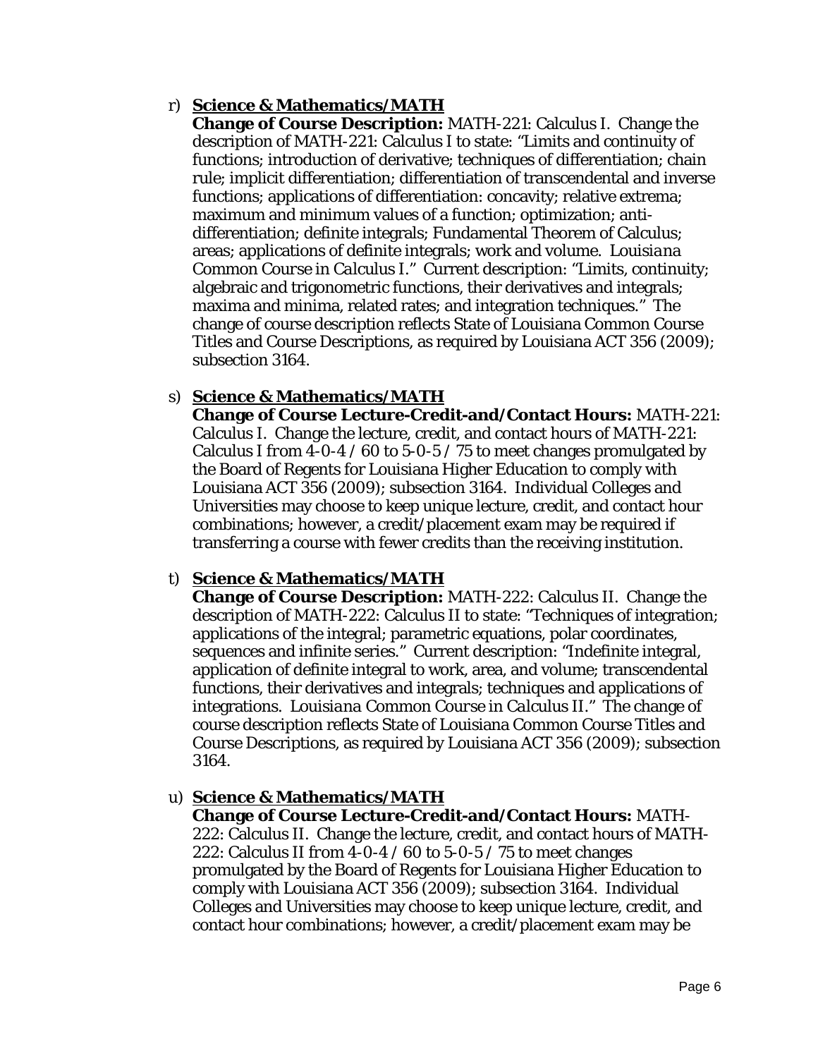r) **Science & Mathematics/MATH**
   **Change of Course Description:** MATH-221: Calculus I. Change the description of MATH-221: Calculus I to state: "Limits and continuity of functions; introduction of derivative; techniques of differentiation; chain rule; implicit differentiation; differentiation of transcendental and inverse functions; applications of differentiation: concavity; relative extrema; maximum and minimum values of a function; optimization; anti-differentiation; definite integrals; Fundamental Theorem of Calculus; areas; applications of definite integrals; work and volume. *Louisiana Common Course in Calculus I*." Current description: "Limits, continuity; algebraic and trigonometric functions, their derivatives and integrals; maxima and minima, related rates; and integration techniques." The change of course description reflects State of Louisiana Common Course Titles and Course Descriptions, as required by Louisiana ACT 356 (2009); subsection 3164.

s) **Science & Mathematics/MATH**
   **Change of Course Lecture-Credit-and/Contact Hours:** MATH-221: Calculus I. Change the lecture, credit, and contact hours of MATH-221: Calculus I from 4-0-4 / 60 to 5-0-5 / 75 to meet changes promulgated by the Board of Regents for Louisiana Higher Education to comply with Louisiana ACT 356 (2009); subsection 3164. Individual Colleges and Universities may choose to keep unique lecture, credit, and contact hour combinations; however, a credit/placement exam may be required if transferring a course with fewer credits than the receiving institution.

t) **Science & Mathematics/MATH**
   **Change of Course Description:** MATH-222: Calculus II. Change the description of MATH-222: Calculus II to state: "Techniques of integration; applications of the integral; parametric equations, polar coordinates, sequences and infinite series." Current description: "Indefinite integral, application of definite integral to work, area, and volume; transcendental functions, their derivatives and integrals; techniques and applications of integrations. *Louisiana Common Course in Calculus II*." The change of course description reflects State of Louisiana Common Course Titles and Course Descriptions, as required by Louisiana ACT 356 (2009); subsection 3164.

u) **Science & Mathematics/MATH**
   **Change of Course Lecture-Credit-and/Contact Hours:** MATH-222: Calculus II. Change the lecture, credit, and contact hours of MATH-222: Calculus II from 4-0-4 / 60 to 5-0-5 / 75 to meet changes promulgated by the Board of Regents for Louisiana Higher Education to comply with Louisiana ACT 356 (2009); subsection 3164. Individual Colleges and Universities may choose to keep unique lecture, credit, and contact hour combinations; however, a credit/placement exam may be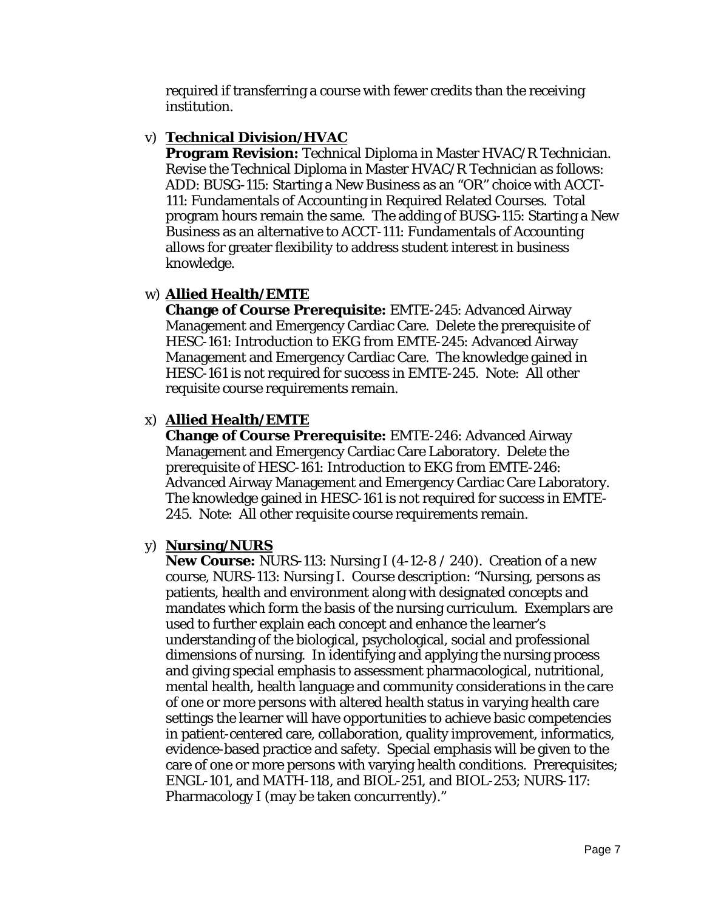required if transferring a course with fewer credits than the receiving institution.

v) **<u>Technical Division/HVAC</u>**
**Program Revision:** Technical Diploma in Master HVAC/R Technician. Revise the Technical Diploma in Master HVAC/R Technician as follows: ADD: BUSG-115: Starting a New Business as an "OR" choice with ACCT-111: Fundamentals of Accounting in Required Related Courses. Total program hours remain the same. The adding of BUSG-115: Starting a New Business as an alternative to ACCT-111: Fundamentals of Accounting allows for greater flexibility to address student interest in business knowledge.

w) **<u>Allied Health/EMTE</u>**
**Change of Course Prerequisite:** EMTE-245: Advanced Airway Management and Emergency Cardiac Care. Delete the prerequisite of HESC-161: Introduction to EKG from EMTE-245: Advanced Airway Management and Emergency Cardiac Care. The knowledge gained in HESC-161 is not required for success in EMTE-245. Note: All other requisite course requirements remain.

x) **<u>Allied Health/EMTE</u>**
**Change of Course Prerequisite:** EMTE-246: Advanced Airway Management and Emergency Cardiac Care Laboratory. Delete the prerequisite of HESC-161: Introduction to EKG from EMTE-246: Advanced Airway Management and Emergency Cardiac Care Laboratory. The knowledge gained in HESC-161 is not required for success in EMTE-245. Note: All other requisite course requirements remain.

y) **<u>Nursing/NURS</u>**
**New Course:** NURS-113: Nursing I (4-12-8 / 240). Creation of a new course, NURS-113: Nursing I. Course description: "Nursing, persons as patients, health and environment along with designated concepts and mandates which form the basis of the nursing curriculum. Exemplars are used to further explain each concept and enhance the learner's understanding of the biological, psychological, social and professional dimensions of nursing. In identifying and applying the nursing process and giving special emphasis to assessment pharmacological, nutritional, mental health, health language and community considerations in the care of one or more persons with altered health status in varying health care settings the learner will have opportunities to achieve basic competencies in patient-centered care, collaboration, quality improvement, informatics, evidence-based practice and safety. Special emphasis will be given to the care of one or more persons with varying health conditions. Prerequisites; ENGL-101, and MATH-118, and BIOL-251, and BIOL-253; NURS-117: Pharmacology I (may be taken concurrently)."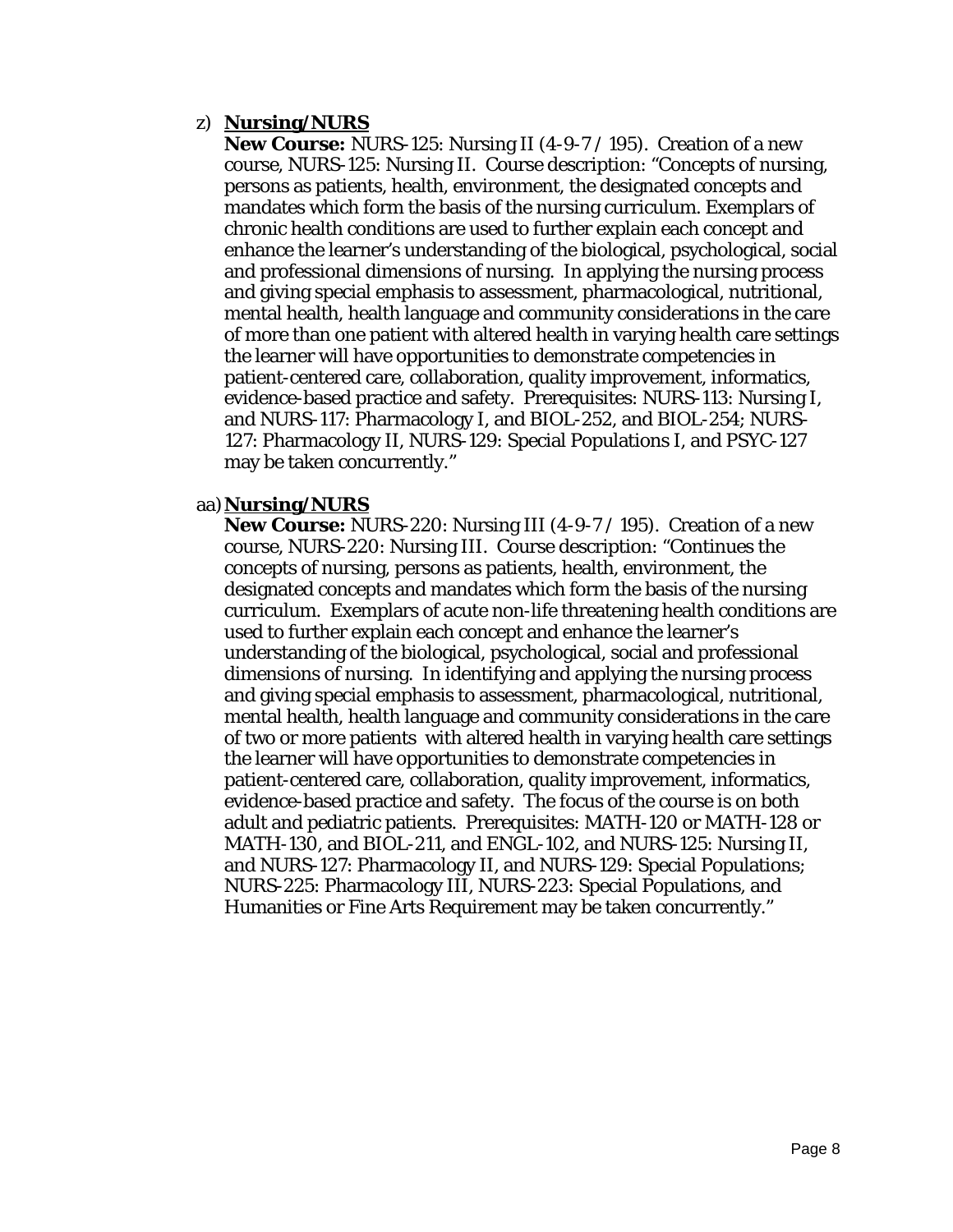z) **<u>Nursing/NURS</u>**

**New Course:** NURS-125: Nursing II (4-9-7 / 195). Creation of a new course, NURS-125: Nursing II. Course description: "Concepts of nursing, persons as patients, health, environment, the designated concepts and mandates which form the basis of the nursing curriculum. Exemplars of chronic health conditions are used to further explain each concept and enhance the learner's understanding of the biological, psychological, social and professional dimensions of nursing. In applying the nursing process and giving special emphasis to assessment, pharmacological, nutritional, mental health, health language and community considerations in the care of more than one patient with altered health in varying health care settings the learner will have opportunities to demonstrate competencies in patient-centered care, collaboration, quality improvement, informatics, evidence-based practice and safety. Prerequisites: NURS-113: Nursing I, and NURS-117: Pharmacology I, and BIOL-252, and BIOL-254; NURS-127: Pharmacology II, NURS-129: Special Populations I, and PSYC-127 may be taken concurrently."

aa) **<u>Nursing/NURS</u>**

**New Course:** NURS-220: Nursing III (4-9-7 / 195). Creation of a new course, NURS-220: Nursing III. Course description: "Continues the concepts of nursing, persons as patients, health, environment, the designated concepts and mandates which form the basis of the nursing curriculum. Exemplars of acute non-life threatening health conditions are used to further explain each concept and enhance the learner's understanding of the biological, psychological, social and professional dimensions of nursing. In identifying and applying the nursing process and giving special emphasis to assessment, pharmacological, nutritional, mental health, health language and community considerations in the care of two or more patients with altered health in varying health care settings the learner will have opportunities to demonstrate competencies in patient-centered care, collaboration, quality improvement, informatics, evidence-based practice and safety. The focus of the course is on both adult and pediatric patients. Prerequisites: MATH-120 or MATH-128 or MATH-130, and BIOL-211, and ENGL-102, and NURS-125: Nursing II, and NURS-127: Pharmacology II, and NURS-129: Special Populations; NURS-225: Pharmacology III, NURS-223: Special Populations, and Humanities or Fine Arts Requirement may be taken concurrently."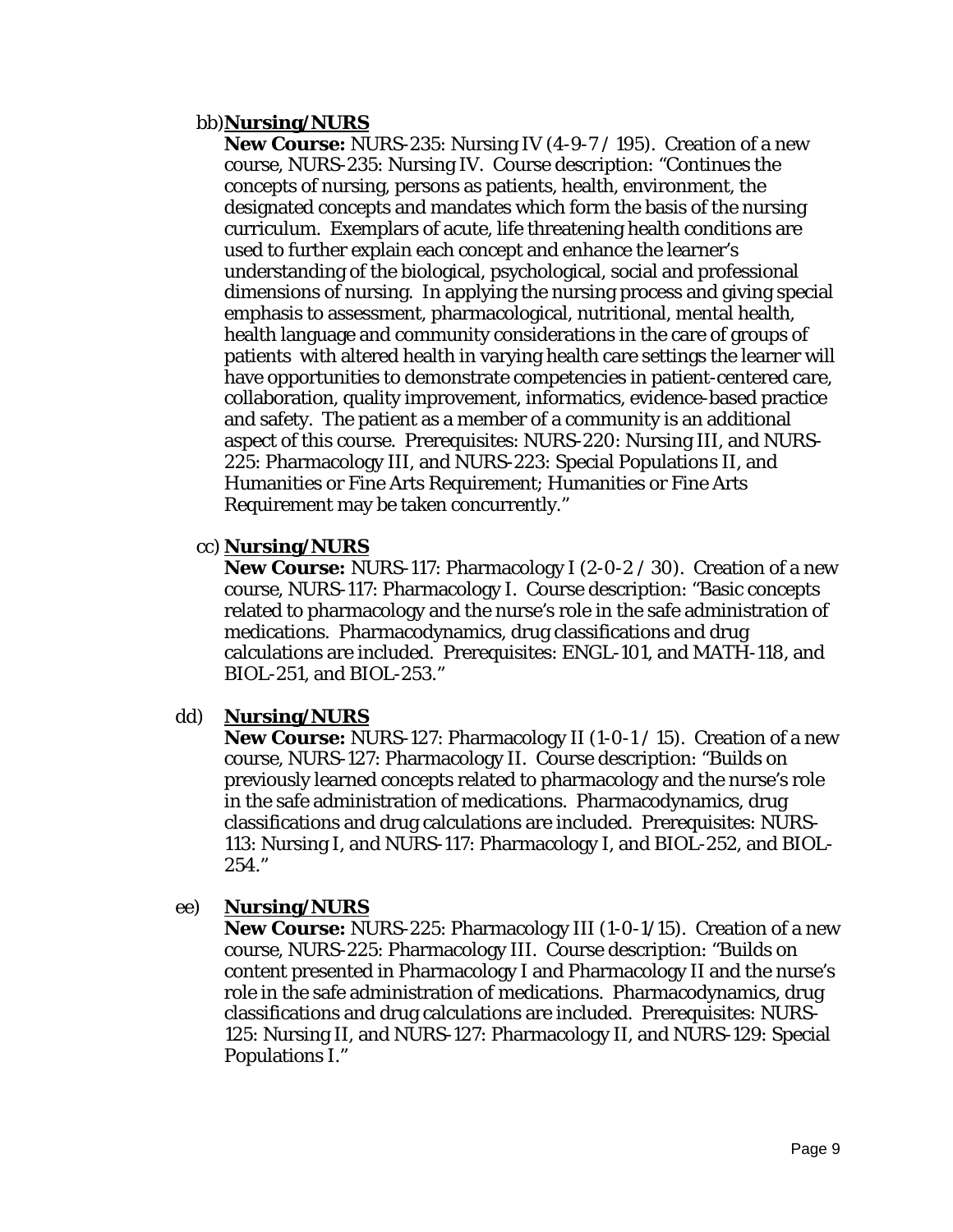bb) **Nursing/NURS**

**New Course:** NURS-235: Nursing IV (4-9-7 / 195). Creation of a new course, NURS-235: Nursing IV. Course description: "Continues the concepts of nursing, persons as patients, health, environment, the designated concepts and mandates which form the basis of the nursing curriculum. Exemplars of acute, life threatening health conditions are used to further explain each concept and enhance the learner's understanding of the biological, psychological, social and professional dimensions of nursing. In applying the nursing process and giving special emphasis to assessment, pharmacological, nutritional, mental health, health language and community considerations in the care of groups of patients with altered health in varying health care settings the learner will have opportunities to demonstrate competencies in patient-centered care, collaboration, quality improvement, informatics, evidence-based practice and safety. The patient as a member of a community is an additional aspect of this course. Prerequisites: NURS-220: Nursing III, and NURS-225: Pharmacology III, and NURS-223: Special Populations II, and Humanities or Fine Arts Requirement; Humanities or Fine Arts Requirement may be taken concurrently."

cc) **Nursing/NURS**

**New Course:** NURS-117: Pharmacology I (2-0-2 / 30). Creation of a new course, NURS-117: Pharmacology I. Course description: "Basic concepts related to pharmacology and the nurse's role in the safe administration of medications. Pharmacodynamics, drug classifications and drug calculations are included. Prerequisites: ENGL-101, and MATH-118, and BIOL-251, and BIOL-253."

dd) **Nursing/NURS**

**New Course:** NURS-127: Pharmacology II (1-0-1 / 15). Creation of a new course, NURS-127: Pharmacology II. Course description: "Builds on previously learned concepts related to pharmacology and the nurse's role in the safe administration of medications. Pharmacodynamics, drug classifications and drug calculations are included. Prerequisites: NURS-113: Nursing I, and NURS-117: Pharmacology I, and BIOL-252, and BIOL-254."

ee) **Nursing/NURS**

**New Course:** NURS-225: Pharmacology III (1-0-1/15). Creation of a new course, NURS-225: Pharmacology III. Course description: "Builds on content presented in Pharmacology I and Pharmacology II and the nurse's role in the safe administration of medications. Pharmacodynamics, drug classifications and drug calculations are included. Prerequisites: NURS-125: Nursing II, and NURS-127: Pharmacology II, and NURS-129: Special Populations I."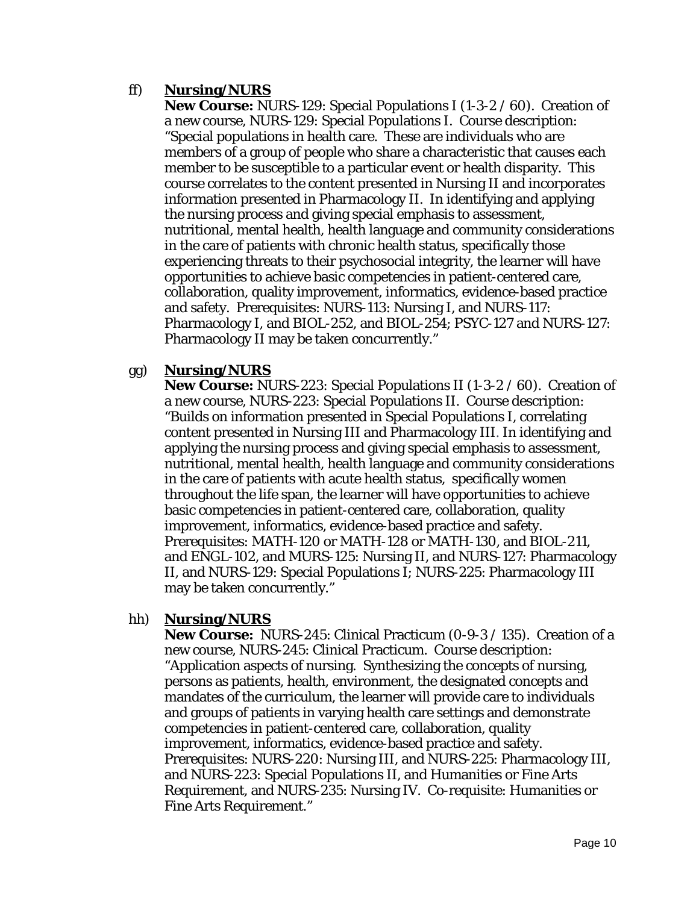ff) **Nursing/NURS**

**New Course:** NURS-129: Special Populations I (1-3-2 / 60). Creation of a new course, NURS-129: Special Populations I. Course description: "Special populations in health care. These are individuals who are members of a group of people who share a characteristic that causes each member to be susceptible to a particular event or health disparity. This course correlates to the content presented in Nursing II and incorporates information presented in Pharmacology II. In identifying and applying the nursing process and giving special emphasis to assessment, nutritional, mental health, health language and community considerations in the care of patients with chronic health status, specifically those experiencing threats to their psychosocial integrity, the learner will have opportunities to achieve basic competencies in patient-centered care, collaboration, quality improvement, informatics, evidence-based practice and safety. Prerequisites: NURS-113: Nursing I, and NURS-117: Pharmacology I, and BIOL-252, and BIOL-254; PSYC-127 and NURS-127: Pharmacology II may be taken concurrently."

gg) **Nursing/NURS**

**New Course:** NURS-223: Special Populations II (1-3-2 / 60). Creation of a new course, NURS-223: Special Populations II. Course description: "Builds on information presented in Special Populations I, correlating content presented in Nursing III and Pharmacology III. In identifying and applying the nursing process and giving special emphasis to assessment, nutritional, mental health, health language and community considerations in the care of patients with acute health status, specifically women throughout the life span, the learner will have opportunities to achieve basic competencies in patient-centered care, collaboration, quality improvement, informatics, evidence-based practice and safety. Prerequisites: MATH-120 or MATH-128 or MATH-130, and BIOL-211, and ENGL-102, and MURS-125: Nursing II, and NURS-127: Pharmacology II, and NURS-129: Special Populations I; NURS-225: Pharmacology III may be taken concurrently."

hh) **Nursing/NURS**

**New Course:** NURS-245: Clinical Practicum (0-9-3 / 135). Creation of a new course, NURS-245: Clinical Practicum. Course description: "Application aspects of nursing. Synthesizing the concepts of nursing, persons as patients, health, environment, the designated concepts and mandates of the curriculum, the learner will provide care to individuals and groups of patients in varying health care settings and demonstrate competencies in patient-centered care, collaboration, quality improvement, informatics, evidence-based practice and safety. Prerequisites: NURS-220: Nursing III, and NURS-225: Pharmacology III, and NURS-223: Special Populations II, and Humanities or Fine Arts Requirement, and NURS-235: Nursing IV. Co-requisite: Humanities or Fine Arts Requirement."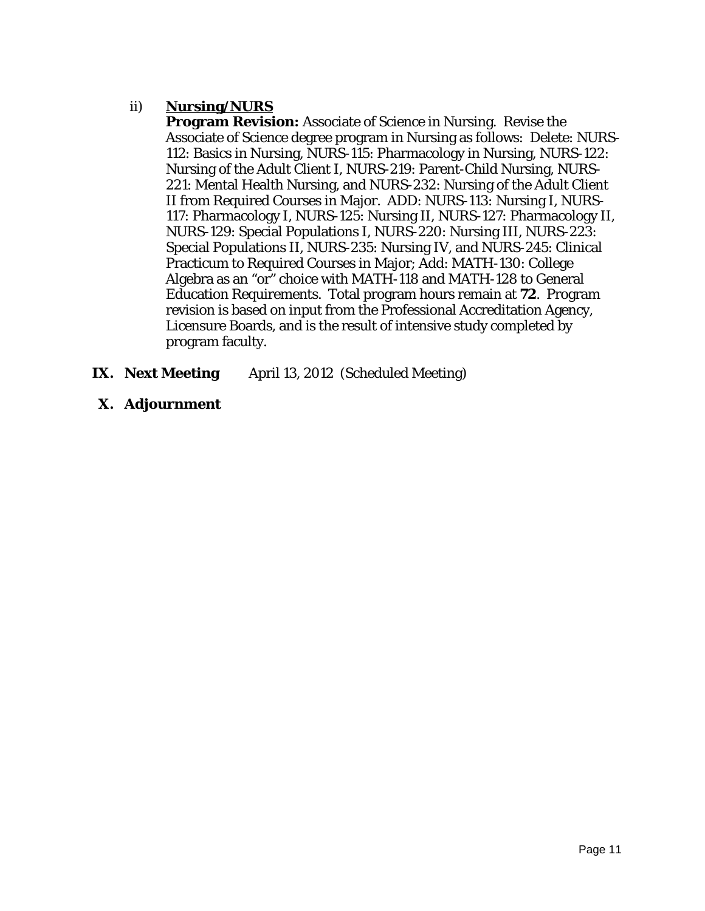ii) **Nursing/NURS**

**Program Revision:** Associate of Science in Nursing. Revise the Associate of Science degree program in Nursing as follows: Delete: NURS-112: Basics in Nursing, NURS-115: Pharmacology in Nursing, NURS-122: Nursing of the Adult Client I, NURS-219: Parent-Child Nursing, NURS-221: Mental Health Nursing, and NURS-232: Nursing of the Adult Client II from Required Courses in Major. ADD: NURS-113: Nursing I, NURS-117: Pharmacology I, NURS-125: Nursing II, NURS-127: Pharmacology II, NURS-129: Special Populations I, NURS-220: Nursing III, NURS-223: Special Populations II, NURS-235: Nursing IV, and NURS-245: Clinical Practicum to Required Courses in Major; Add: MATH-130: College Algebra as an "or" choice with MATH-118 and MATH-128 to General Education Requirements. Total program hours remain at **72**. Program revision is based on input from the Professional Accreditation Agency, Licensure Boards, and is the result of intensive study completed by program faculty.

**IX. Next Meeting** April 13, 2012 (Scheduled Meeting)

**X. Adjournment**